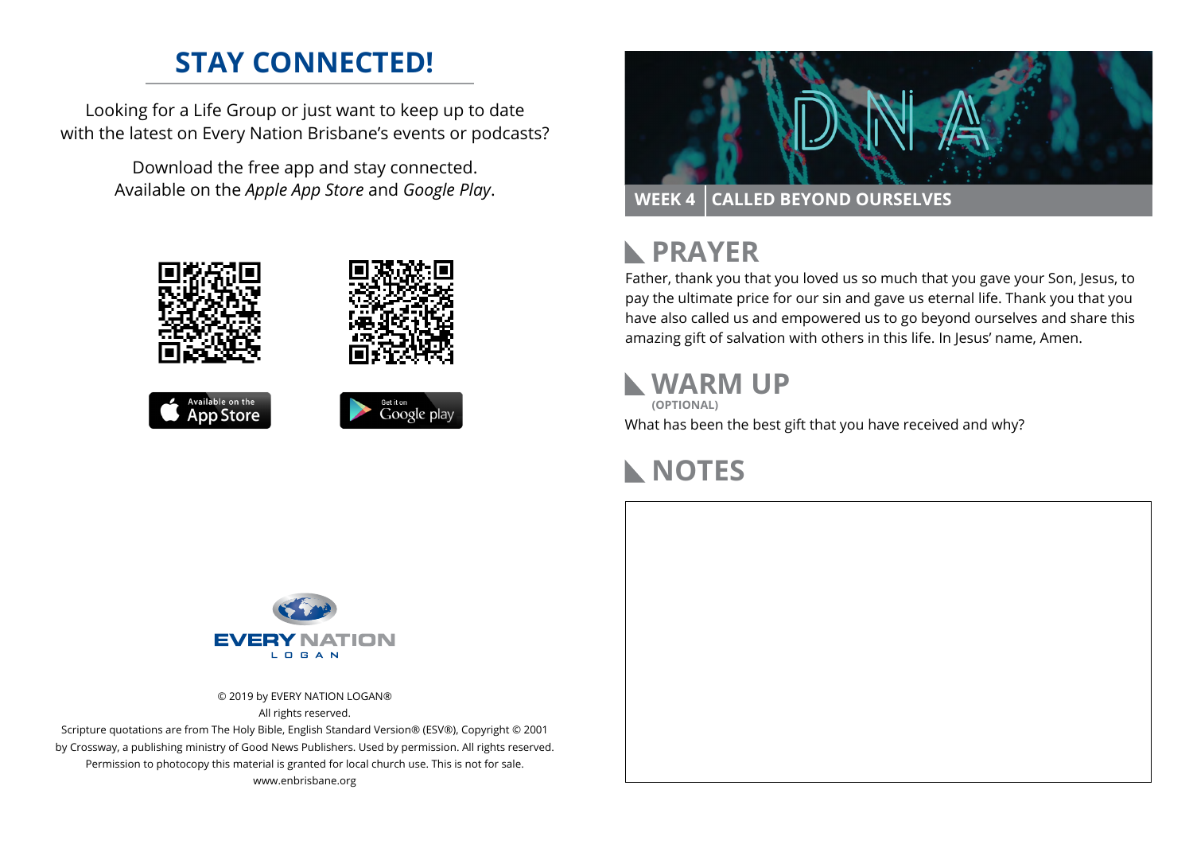## STAY CONNECTED!

Looking for a Life Group or just want to keep up to date with the latest on Every Nation Brisbane's events or podcasts?

Download the free app and stay connected. Available on the *Apple App Store* and *Google Play*.

Available on the App Store

Get it on Google play

EVERY NATION LOGAN

© 2019 by EVERY NATION LOGAN®
All rights reserved.
Scripture quotations are from The Holy Bible, English Standard Version® (ESV®), Copyright © 2001 by Crossway, a publishing ministry of Good News Publishers. Used by permission. All rights reserved.
Permission to photocopy this material is granted for local church use. This is not for sale.
www.enbrisbane.org

# DNA

**WEEK 4 | CALLED BEYOND OURSELVES**

## PRAYER

Father, thank you that you loved us so much that you gave your Son, Jesus, to pay the ultimate price for our sin and gave us eternal life. Thank you that you have also called us and empowered us to go beyond ourselves and share this amazing gift of salvation with others in this life. In Jesus' name, Amen.

## WARM UP

**(OPTIONAL)**

What has been the best gift that you have received and why?

## NOTES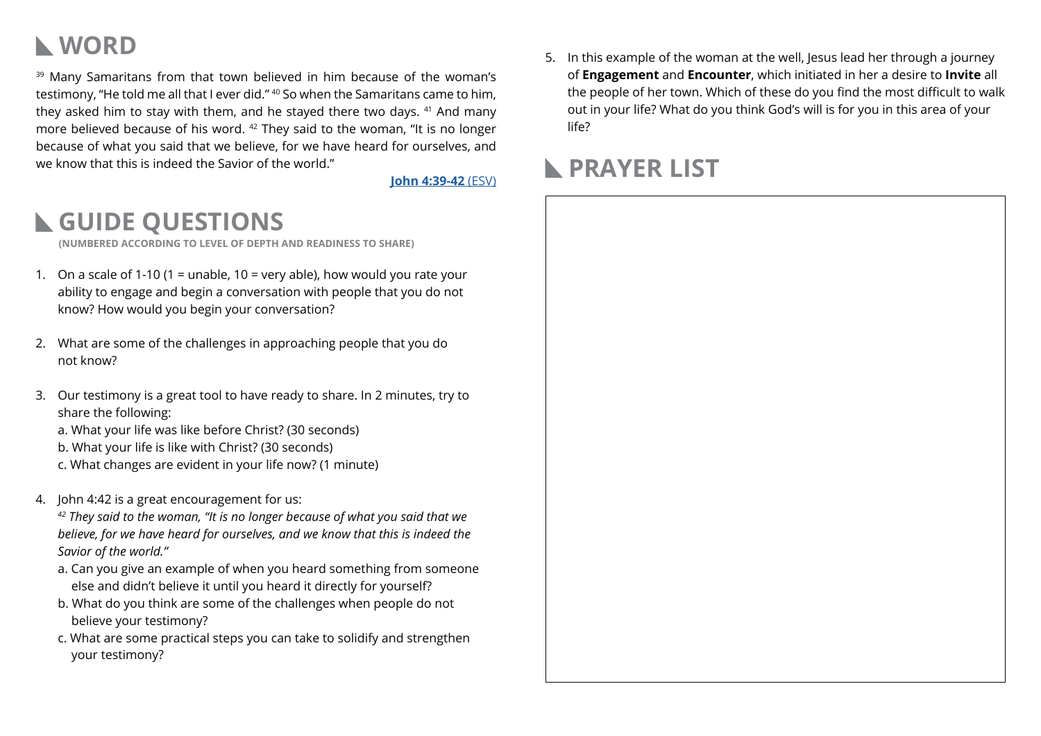## WORD

[39] Many Samaritans from that town believed in him because of the woman's testimony, "He told me all that I ever did." [40] So when the Samaritans came to him, they asked him to stay with them, and he stayed there two days. [41] And many more believed because of his word. [42] They said to the woman, "It is no longer because of what you said that we believe, for we have heard for ourselves, and we know that this is indeed the Savior of the world."

**John 4:39-42** (ESV)

## GUIDE QUESTIONS

**(NUMBERED ACCORDING TO LEVEL OF DEPTH AND READINESS TO SHARE)**

1. On a scale of 1-10 (1 = unable, 10 = very able), how would you rate your ability to engage and begin a conversation with people that you do not know? How would you begin your conversation?

2. What are some of the challenges in approaching people that you do not know?

3. Our testimony is a great tool to have ready to share. In 2 minutes, try to share the following:
   a. What your life was like before Christ? (30 seconds)
   b. What your life is like with Christ? (30 seconds)
   c. What changes are evident in your life now? (1 minute)

4. John 4:42 is a great encouragement for us:
   *[42] They said to the woman, "It is no longer because of what you said that we believe, for we have heard for ourselves, and we know that this is indeed the Savior of the world."*
   a. Can you give an example of when you heard something from someone else and didn't believe it until you heard it directly for yourself?
   b. What do you think are some of the challenges when people do not believe your testimony?
   c. What are some practical steps you can take to solidify and strengthen your testimony?

5. In this example of the woman at the well, Jesus lead her through a journey of **Engagement** and **Encounter**, which initiated in her a desire to **Invite** all the people of her town. Which of these do you find the most difficult to walk out in your life? What do you think God's will is for you in this area of your life?

## PRAYER LIST